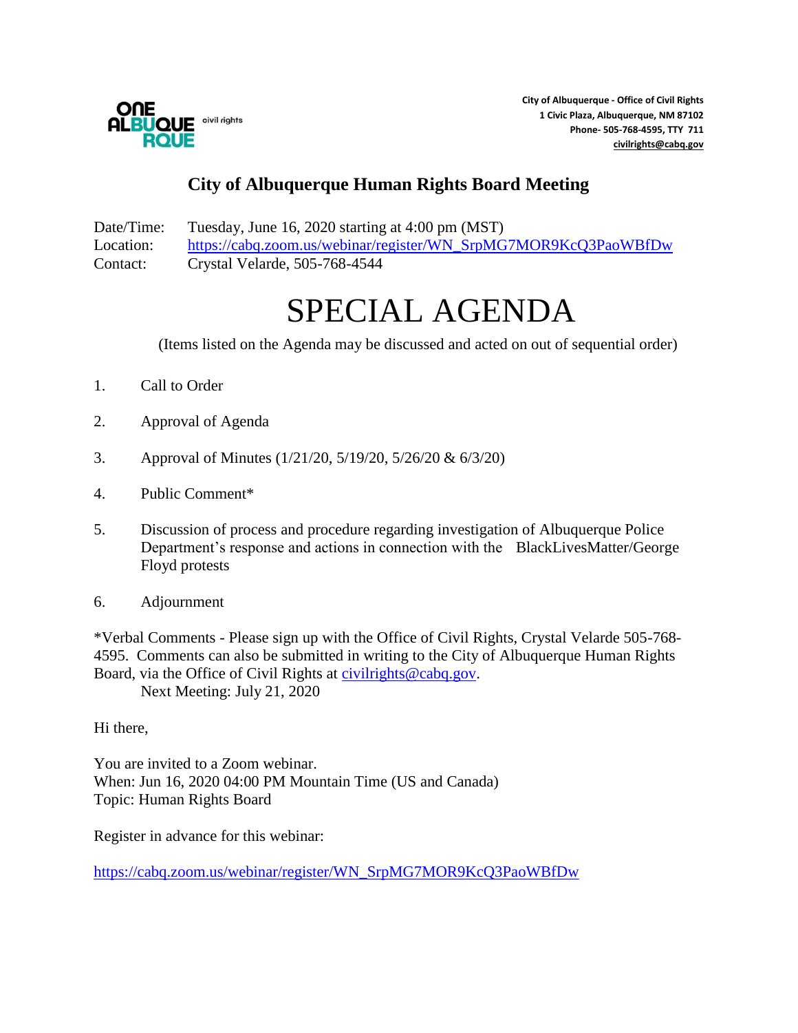ONE ALBUQUERQUE civil rights

**City of Albuquerque - Office of Civil Rights**
**1 Civic Plaza, Albuquerque, NM 87102**
**Phone- 505-768-4595, TTY 711**
**civilrights@cabq.gov**

## City of Albuquerque Human Rights Board Meeting

Date/Time: Tuesday, June 16, 2020 starting at 4:00 pm (MST)
Location: https://cabq.zoom.us/webinar/register/WN_SrpMG7MOR9KcQ3PaoWBfDw
Contact: Crystal Velarde, 505-768-4544

# SPECIAL AGENDA

(Items listed on the Agenda may be discussed and acted on out of sequential order)

1. Call to Order
2. Approval of Agenda
3. Approval of Minutes (1/21/20, 5/19/20, 5/26/20 & 6/3/20)
4. Public Comment*
5. Discussion of process and procedure regarding investigation of Albuquerque Police Department's response and actions in connection with the BlackLivesMatter/George Floyd protests
6. Adjournment

*Verbal Comments - Please sign up with the Office of Civil Rights, Crystal Velarde 505-768-4595. Comments can also be submitted in writing to the City of Albuquerque Human Rights Board, via the Office of Civil Rights at civilrights@cabq.gov.

Next Meeting: July 21, 2020

Hi there,

You are invited to a Zoom webinar.
When: Jun 16, 2020 04:00 PM Mountain Time (US and Canada)
Topic: Human Rights Board

Register in advance for this webinar:

https://cabq.zoom.us/webinar/register/WN_SrpMG7MOR9KcQ3PaoWBfDw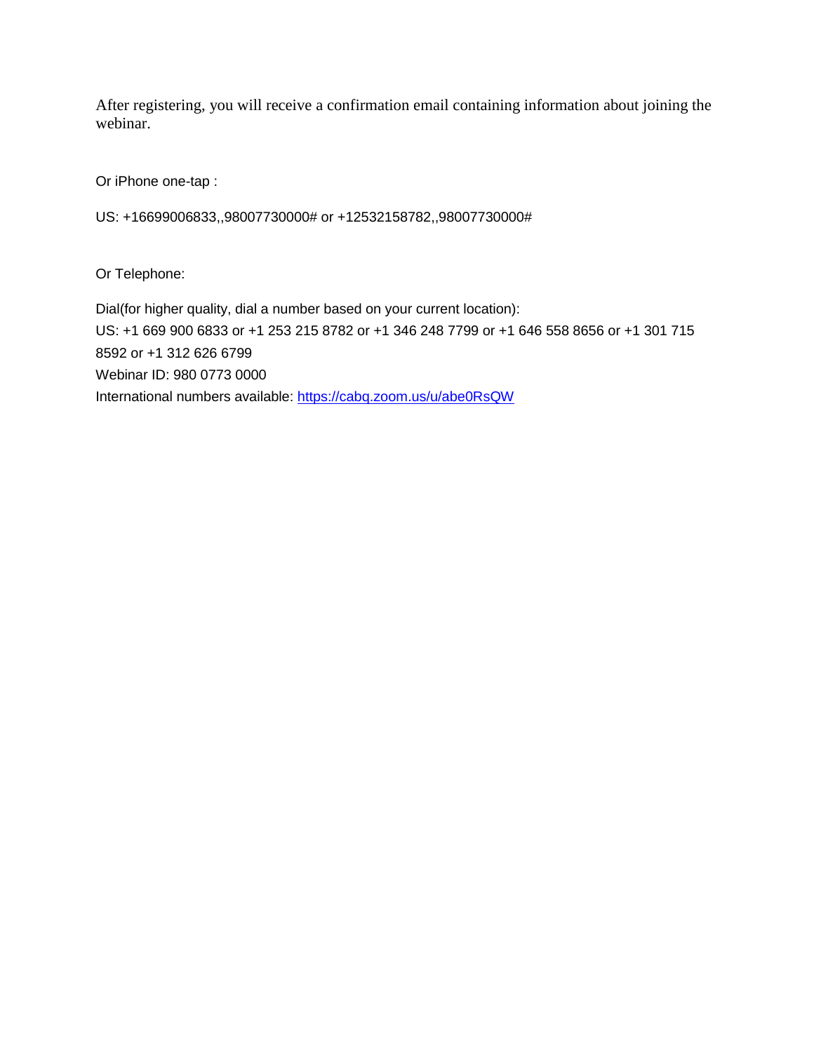After registering, you will receive a confirmation email containing information about joining the webinar.

Or iPhone one-tap :

US: +16699006833,,98007730000# or +12532158782,,98007730000#

Or Telephone:

Dial(for higher quality, dial a number based on your current location):
US: +1 669 900 6833 or +1 253 215 8782 or +1 346 248 7799 or +1 646 558 8656 or +1 301 715 8592 or +1 312 626 6799
Webinar ID: 980 0773 0000
International numbers available: https://cabq.zoom.us/u/abe0RsQW